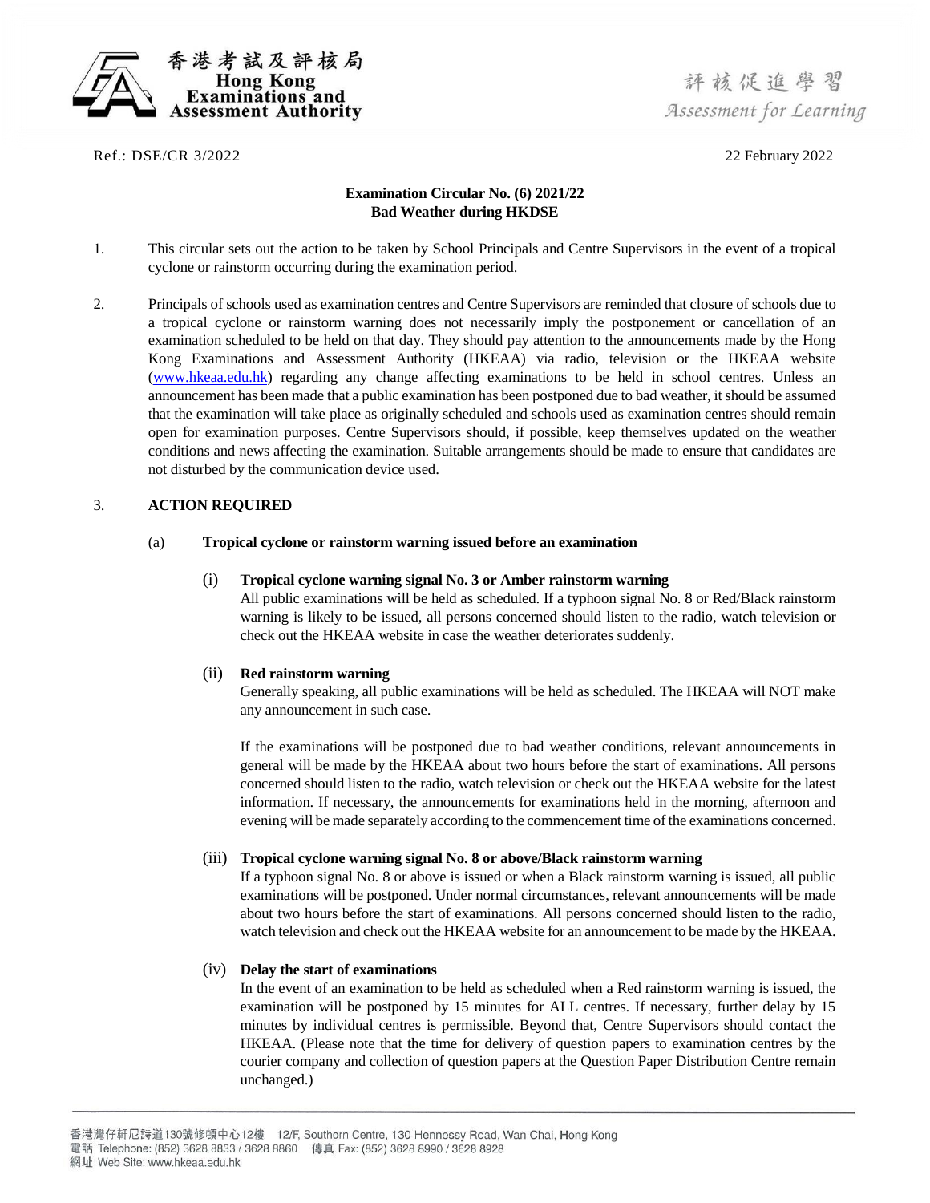香港考試及評核局
Hong Kong Examinations and Assessment Authority

評核促進學習
*Assessment for Learning*

Ref.: DSE/CR 3/2022

22 February 2022

**Examination Circular No. (6) 2021/22**
**Bad Weather during HKDSE**

1. This circular sets out the action to be taken by School Principals and Centre Supervisors in the event of a tropical cyclone or rainstorm occurring during the examination period.

2. Principals of schools used as examination centres and Centre Supervisors are reminded that closure of schools due to a tropical cyclone or rainstorm warning does not necessarily imply the postponement or cancellation of an examination scheduled to be held on that day. They should pay attention to the announcements made by the Hong Kong Examinations and Assessment Authority (HKEAA) via radio, television or the HKEAA website (www.hkeaa.edu.hk) regarding any change affecting examinations to be held in school centres. Unless an announcement has been made that a public examination has been postponed due to bad weather, it should be assumed that the examination will take place as originally scheduled and schools used as examination centres should remain open for examination purposes. Centre Supervisors should, if possible, keep themselves updated on the weather conditions and news affecting the examination. Suitable arrangements should be made to ensure that candidates are not disturbed by the communication device used.

3. **ACTION REQUIRED**

   (a) **Tropical cyclone or rainstorm warning issued before an examination**

   (i) **Tropical cyclone warning signal No. 3 or Amber rainstorm warning**
   All public examinations will be held as scheduled. If a typhoon signal No. 8 or Red/Black rainstorm warning is likely to be issued, all persons concerned should listen to the radio, watch television or check out the HKEAA website in case the weather deteriorates suddenly.

   (ii) **Red rainstorm warning**
   Generally speaking, all public examinations will be held as scheduled. The HKEAA will NOT make any announcement in such case.

   If the examinations will be postponed due to bad weather conditions, relevant announcements in general will be made by the HKEAA about two hours before the start of examinations. All persons concerned should listen to the radio, watch television or check out the HKEAA website for the latest information. If necessary, the announcements for examinations held in the morning, afternoon and evening will be made separately according to the commencement time of the examinations concerned.

   (iii) **Tropical cyclone warning signal No. 8 or above/Black rainstorm warning**
   If a typhoon signal No. 8 or above is issued or when a Black rainstorm warning is issued, all public examinations will be postponed. Under normal circumstances, relevant announcements will be made about two hours before the start of examinations. All persons concerned should listen to the radio, watch television and check out the HKEAA website for an announcement to be made by the HKEAA.

   (iv) **Delay the start of examinations**
   In the event of an examination to be held as scheduled when a Red rainstorm warning is issued, the examination will be postponed by 15 minutes for ALL centres. If necessary, further delay by 15 minutes by individual centres is permissible. Beyond that, Centre Supervisors should contact the HKEAA. (Please note that the time for delivery of question papers to examination centres by the courier company and collection of question papers at the Question Paper Distribution Centre remain unchanged.)

香港灣仔軒尼詩道130號修頓中心12樓 12/F, Southorn Centre, 130 Hennessy Road, Wan Chai, Hong Kong
電話 Telephone: (852) 3628 8833 / 3628 8860 傳真 Fax: (852) 3628 8990 / 3628 8928
網址 Web Site: www.hkeaa.edu.hk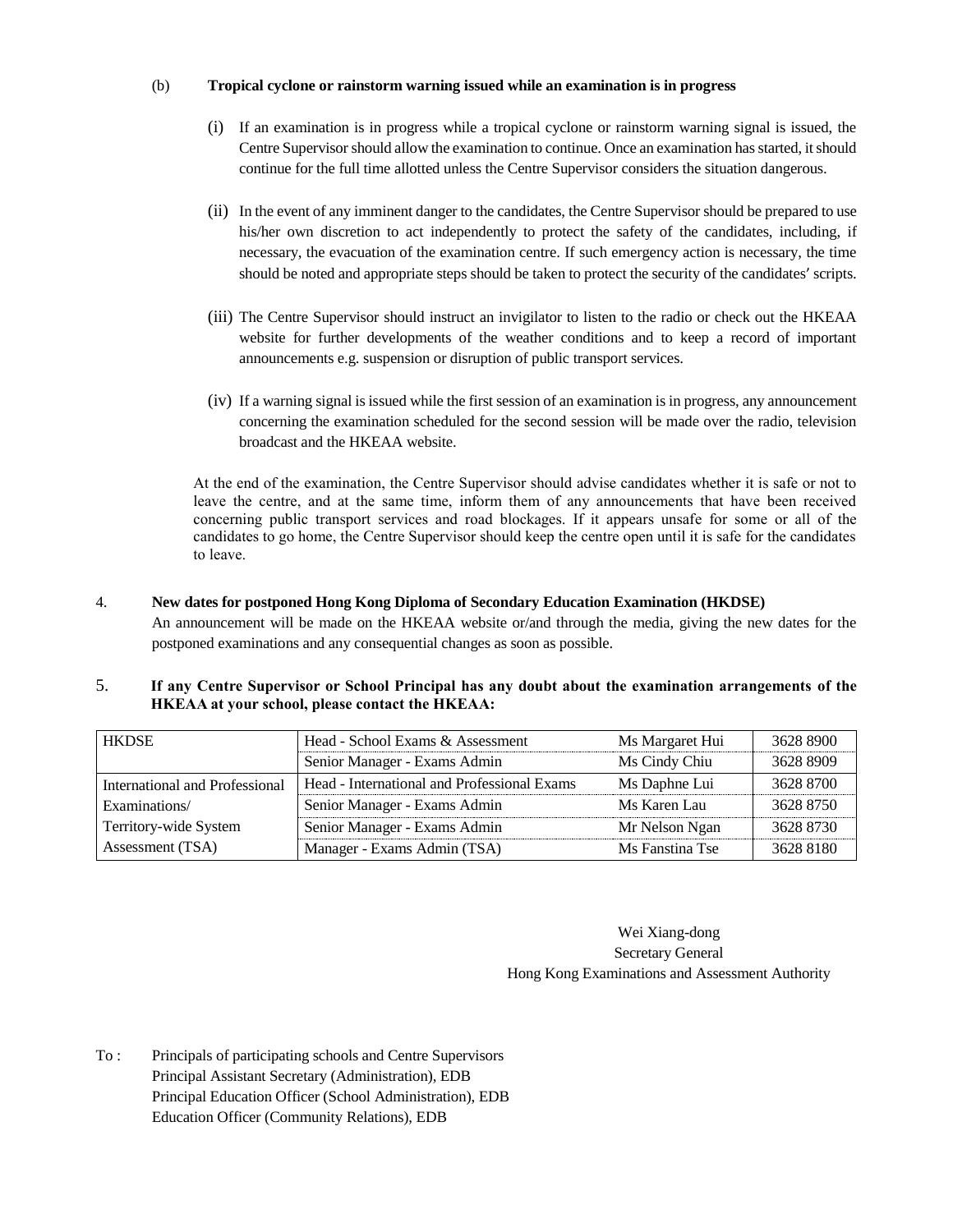(b) **Tropical cyclone or rainstorm warning issued while an examination is in progress**

(i) If an examination is in progress while a tropical cyclone or rainstorm warning signal is issued, the Centre Supervisor should allow the examination to continue. Once an examination has started, it should continue for the full time allotted unless the Centre Supervisor considers the situation dangerous.

(ii) In the event of any imminent danger to the candidates, the Centre Supervisor should be prepared to use his/her own discretion to act independently to protect the safety of the candidates, including, if necessary, the evacuation of the examination centre. If such emergency action is necessary, the time should be noted and appropriate steps should be taken to protect the security of the candidates' scripts.

(iii) The Centre Supervisor should instruct an invigilator to listen to the radio or check out the HKEAA website for further developments of the weather conditions and to keep a record of important announcements e.g. suspension or disruption of public transport services.

(iv) If a warning signal is issued while the first session of an examination is in progress, any announcement concerning the examination scheduled for the second session will be made over the radio, television broadcast and the HKEAA website.

At the end of the examination, the Centre Supervisor should advise candidates whether it is safe or not to leave the centre, and at the same time, inform them of any announcements that have been received concerning public transport services and road blockages. If it appears unsafe for some or all of the candidates to go home, the Centre Supervisor should keep the centre open until it is safe for the candidates to leave.

4. **New dates for postponed Hong Kong Diploma of Secondary Education Examination (HKDSE)**

An announcement will be made on the HKEAA website or/and through the media, giving the new dates for the postponed examinations and any consequential changes as soon as possible.

5. **If any Centre Supervisor or School Principal has any doubt about the examination arrangements of the HKEAA at your school, please contact the HKEAA:**

| | | | |
|---|---|---|---|
| HKDSE | Head - School Exams & Assessment | Ms Margaret Hui | 3628 8900 |
| | Senior Manager - Exams Admin | Ms Cindy Chiu | 3628 8909 |
| International and Professional Examinations/ Territory-wide System Assessment (TSA) | Head - International and Professional Exams | Ms Daphne Lui | 3628 8700 |
| | Senior Manager - Exams Admin | Ms Karen Lau | 3628 8750 |
| | Senior Manager - Exams Admin | Mr Nelson Ngan | 3628 8730 |
| | Manager - Exams Admin (TSA) | Ms Fanstina Tse | 3628 8180 |

Wei Xiang-dong
Secretary General
Hong Kong Examinations and Assessment Authority

To : Principals of participating schools and Centre Supervisors
Principal Assistant Secretary (Administration), EDB
Principal Education Officer (School Administration), EDB
Education Officer (Community Relations), EDB